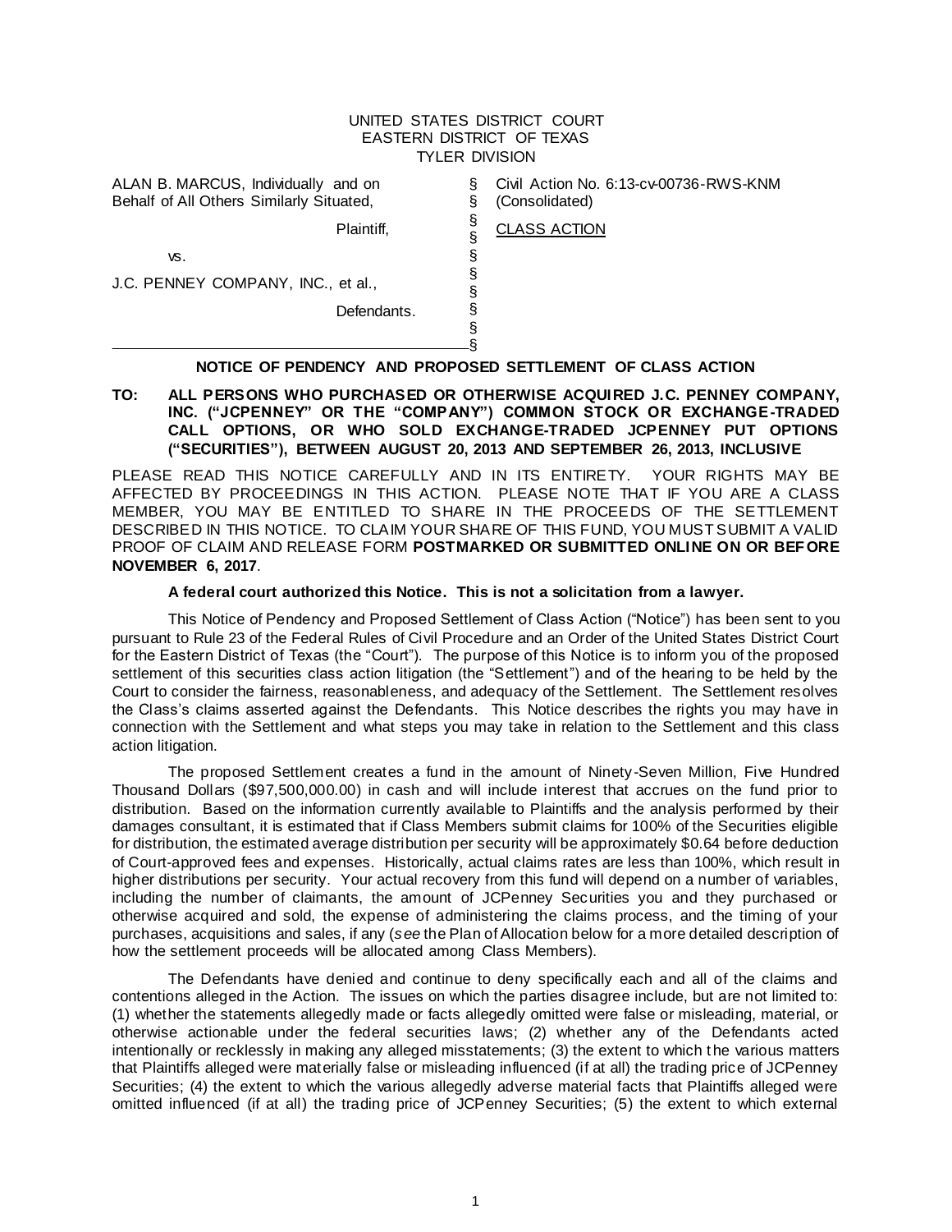UNITED STATES DISTRICT COURT
EASTERN DISTRICT OF TEXAS
TYLER DIVISION

| | | |
|---|---|---|
| ALAN B. MARCUS, Individually and on Behalf of All Others Similarly Situated, | § | Civil Action No. 6:13-cv-00736-RWS-KNM |
| | § | (Consolidated) |
| Plaintiff, | § | CLASS ACTION |
| vs. | § | |
| J.C. PENNEY COMPANY, INC., et al., | § | |
| Defendants. | § | |

**NOTICE OF PENDENCY AND PROPOSED SETTLEMENT OF CLASS ACTION**

**TO: ALL PERSONS WHO PURCHASED OR OTHERWISE ACQUIRED J.C. PENNEY COMPANY, INC. ("JCPENNEY" OR THE "COMPANY") COMMON STOCK OR EXCHANGE-TRADED CALL OPTIONS, OR WHO SOLD EXCHANGE-TRADED JCPENNEY PUT OPTIONS ("SECURITIES"), BETWEEN AUGUST 20, 2013 AND SEPTEMBER 26, 2013, INCLUSIVE**

PLEASE READ THIS NOTICE CAREFULLY AND IN ITS ENTIRETY. YOUR RIGHTS MAY BE AFFECTED BY PROCEEDINGS IN THIS ACTION. PLEASE NOTE THAT IF YOU ARE A CLASS MEMBER, YOU MAY BE ENTITLED TO SHARE IN THE PROCEEDS OF THE SETTLEMENT DESCRIBED IN THIS NOTICE. TO CLAIM YOUR SHARE OF THIS FUND, YOU MUST SUBMIT A VALID PROOF OF CLAIM AND RELEASE FORM **POSTMARKED OR SUBMITTED ONLINE ON OR BEFORE NOVEMBER 6, 2017**.

**A federal court authorized this Notice. This is not a solicitation from a lawyer.**

This Notice of Pendency and Proposed Settlement of Class Action ("Notice") has been sent to you pursuant to Rule 23 of the Federal Rules of Civil Procedure and an Order of the United States District Court for the Eastern District of Texas (the "Court"). The purpose of this Notice is to inform you of the proposed settlement of this securities class action litigation (the "Settlement") and of the hearing to be held by the Court to consider the fairness, reasonableness, and adequacy of the Settlement. The Settlement resolves the Class's claims asserted against the Defendants. This Notice describes the rights you may have in connection with the Settlement and what steps you may take in relation to the Settlement and this class action litigation.

The proposed Settlement creates a fund in the amount of Ninety-Seven Million, Five Hundred Thousand Dollars ($97,500,000.00) in cash and will include interest that accrues on the fund prior to distribution. Based on the information currently available to Plaintiffs and the analysis performed by their damages consultant, it is estimated that if Class Members submit claims for 100% of the Securities eligible for distribution, the estimated average distribution per security will be approximately $0.64 before deduction of Court-approved fees and expenses. Historically, actual claims rates are less than 100%, which result in higher distributions per security. Your actual recovery from this fund will depend on a number of variables, including the number of claimants, the amount of JCPenney Securities you and they purchased or otherwise acquired and sold, the expense of administering the claims process, and the timing of your purchases, acquisitions and sales, if any (*see* the Plan of Allocation below for a more detailed description of how the settlement proceeds will be allocated among Class Members).

The Defendants have denied and continue to deny specifically each and all of the claims and contentions alleged in the Action. The issues on which the parties disagree include, but are not limited to: (1) whether the statements allegedly made or facts allegedly omitted were false or misleading, material, or otherwise actionable under the federal securities laws; (2) whether any of the Defendants acted intentionally or recklessly in making any alleged misstatements; (3) the extent to which the various matters that Plaintiffs alleged were materially false or misleading influenced (if at all) the trading price of JCPenney Securities; (4) the extent to which the various allegedly adverse material facts that Plaintiffs alleged were omitted influenced (if at all) the trading price of JCPenney Securities; (5) the extent to which external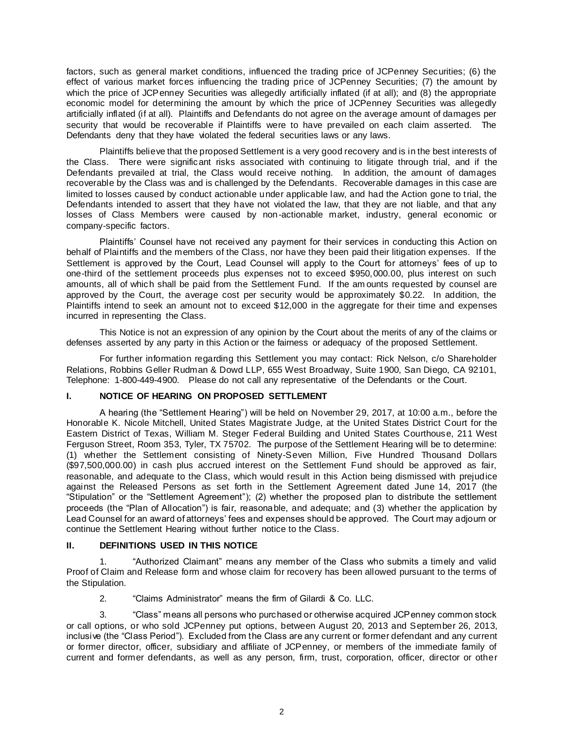factors, such as general market conditions, influenced the trading price of JCPenney Securities; (6) the effect of various market forces influencing the trading price of JCPenney Securities; (7) the amount by which the price of JCPenney Securities was allegedly artificially inflated (if at all); and (8) the appropriate economic model for determining the amount by which the price of JCPenney Securities was allegedly artificially inflated (if at all). Plaintiffs and Defendants do not agree on the average amount of damages per security that would be recoverable if Plaintiffs were to have prevailed on each claim asserted. The Defendants deny that they have violated the federal securities laws or any laws.

Plaintiffs believe that the proposed Settlement is a very good recovery and is in the best interests of the Class. There were significant risks associated with continuing to litigate through trial, and if the Defendants prevailed at trial, the Class would receive nothing. In addition, the amount of damages recoverable by the Class was and is challenged by the Defendants. Recoverable damages in this case are limited to losses caused by conduct actionable under applicable law, and had the Action gone to trial, the Defendants intended to assert that they have not violated the law, that they are not liable, and that any losses of Class Members were caused by non-actionable market, industry, general economic or company-specific factors.

Plaintiffs' Counsel have not received any payment for their services in conducting this Action on behalf of Plaintiffs and the members of the Class, nor have they been paid their litigation expenses. If the Settlement is approved by the Court, Lead Counsel will apply to the Court for attorneys' fees of up to one-third of the settlement proceeds plus expenses not to exceed $950,000.00, plus interest on such amounts, all of which shall be paid from the Settlement Fund. If the amounts requested by counsel are approved by the Court, the average cost per security would be approximately $0.22. In addition, the Plaintiffs intend to seek an amount not to exceed $12,000 in the aggregate for their time and expenses incurred in representing the Class.

This Notice is not an expression of any opinion by the Court about the merits of any of the claims or defenses asserted by any party in this Action or the fairness or adequacy of the proposed Settlement.

For further information regarding this Settlement you may contact: Rick Nelson, c/o Shareholder Relations, Robbins Geller Rudman & Dowd LLP, 655 West Broadway, Suite 1900, San Diego, CA 92101, Telephone: 1-800-449-4900. Please do not call any representative of the Defendants or the Court.

## I. NOTICE OF HEARING ON PROPOSED SETTLEMENT

A hearing (the "Settlement Hearing") will be held on November 29, 2017, at 10:00 a.m., before the Honorable K. Nicole Mitchell, United States Magistrate Judge, at the United States District Court for the Eastern District of Texas, William M. Steger Federal Building and United States Courthouse, 211 West Ferguson Street, Room 353, Tyler, TX 75702. The purpose of the Settlement Hearing will be to determine: (1) whether the Settlement consisting of Ninety-Seven Million, Five Hundred Thousand Dollars ($97,500,000.00) in cash plus accrued interest on the Settlement Fund should be approved as fair, reasonable, and adequate to the Class, which would result in this Action being dismissed with prejudice against the Released Persons as set forth in the Settlement Agreement dated June 14, 2017 (the "Stipulation" or the "Settlement Agreement"); (2) whether the proposed plan to distribute the settlement proceeds (the "Plan of Allocation") is fair, reasonable, and adequate; and (3) whether the application by Lead Counsel for an award of attorneys' fees and expenses should be approved. The Court may adjourn or continue the Settlement Hearing without further notice to the Class.

## II. DEFINITIONS USED IN THIS NOTICE

1. "Authorized Claimant" means any member of the Class who submits a timely and valid Proof of Claim and Release form and whose claim for recovery has been allowed pursuant to the terms of the Stipulation.

2. "Claims Administrator" means the firm of Gilardi & Co. LLC.

3. "Class" means all persons who purchased or otherwise acquired JCPenney common stock or call options, or who sold JCPenney put options, between August 20, 2013 and September 26, 2013, inclusive (the "Class Period"). Excluded from the Class are any current or former defendant and any current or former director, officer, subsidiary and affiliate of JCPenney, or members of the immediate family of current and former defendants, as well as any person, firm, trust, corporation, officer, director or other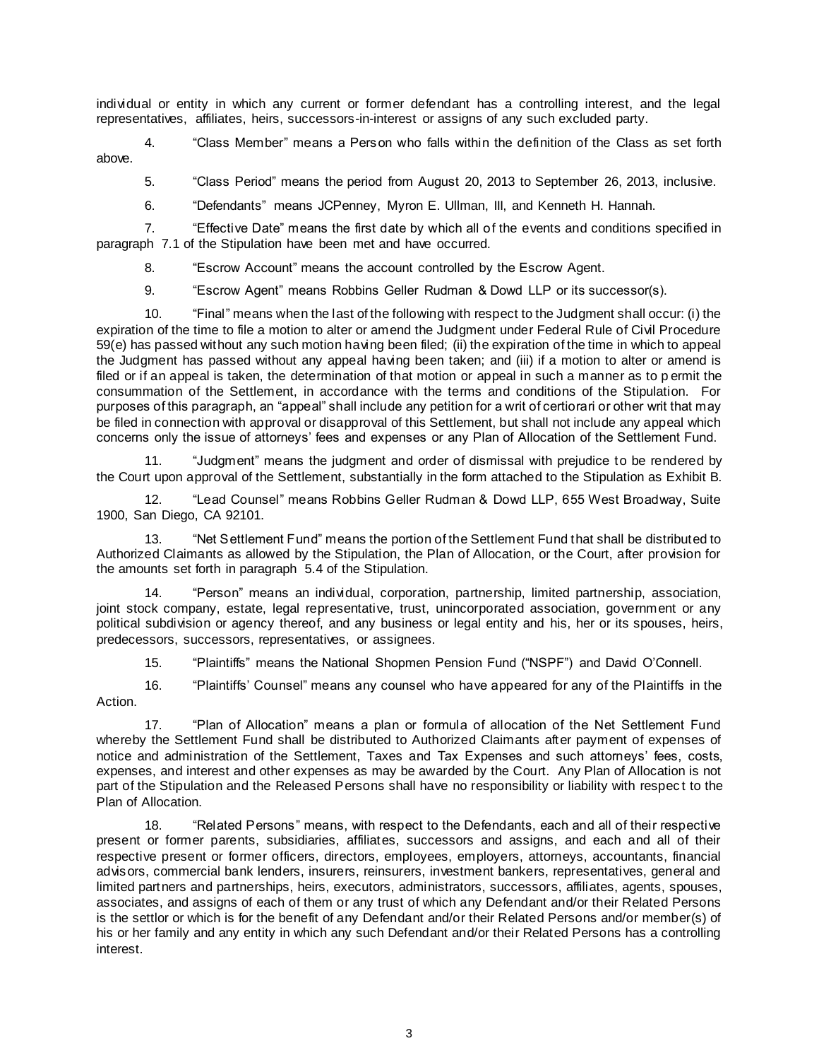individual or entity in which any current or former defendant has a controlling interest, and the legal representatives, affiliates, heirs, successors-in-interest or assigns of any such excluded party.

4. "Class Member" means a Person who falls within the definition of the Class as set forth above.

5. "Class Period" means the period from August 20, 2013 to September 26, 2013, inclusive.

6. "Defendants" means JCPenney, Myron E. Ullman, III, and Kenneth H. Hannah.

7. "Effective Date" means the first date by which all of the events and conditions specified in paragraph 7.1 of the Stipulation have been met and have occurred.

8. "Escrow Account" means the account controlled by the Escrow Agent.

9. "Escrow Agent" means Robbins Geller Rudman & Dowd LLP or its successor(s).

10. "Final" means when the last of the following with respect to the Judgment shall occur: (i) the expiration of the time to file a motion to alter or amend the Judgment under Federal Rule of Civil Procedure 59(e) has passed without any such motion having been filed; (ii) the expiration of the time in which to appeal the Judgment has passed without any appeal having been taken; and (iii) if a motion to alter or amend is filed or if an appeal is taken, the determination of that motion or appeal in such a manner as to permit the consummation of the Settlement, in accordance with the terms and conditions of the Stipulation. For purposes of this paragraph, an "appeal" shall include any petition for a writ of certiorari or other writ that may be filed in connection with approval or disapproval of this Settlement, but shall not include any appeal which concerns only the issue of attorneys' fees and expenses or any Plan of Allocation of the Settlement Fund.

11. "Judgment" means the judgment and order of dismissal with prejudice to be rendered by the Court upon approval of the Settlement, substantially in the form attached to the Stipulation as Exhibit B.

12. "Lead Counsel" means Robbins Geller Rudman & Dowd LLP, 655 West Broadway, Suite 1900, San Diego, CA 92101.

13. "Net Settlement Fund" means the portion of the Settlement Fund that shall be distributed to Authorized Claimants as allowed by the Stipulation, the Plan of Allocation, or the Court, after provision for the amounts set forth in paragraph 5.4 of the Stipulation.

14. "Person" means an individual, corporation, partnership, limited partnership, association, joint stock company, estate, legal representative, trust, unincorporated association, government or any political subdivision or agency thereof, and any business or legal entity and his, her or its spouses, heirs, predecessors, successors, representatives, or assignees.

15. "Plaintiffs" means the National Shopmen Pension Fund ("NSPF") and David O'Connell.

16. "Plaintiffs' Counsel" means any counsel who have appeared for any of the Plaintiffs in the Action.

17. "Plan of Allocation" means a plan or formula of allocation of the Net Settlement Fund whereby the Settlement Fund shall be distributed to Authorized Claimants after payment of expenses of notice and administration of the Settlement, Taxes and Tax Expenses and such attorneys' fees, costs, expenses, and interest and other expenses as may be awarded by the Court. Any Plan of Allocation is not part of the Stipulation and the Released Persons shall have no responsibility or liability with respect to the Plan of Allocation.

18. "Related Persons" means, with respect to the Defendants, each and all of their respective present or former parents, subsidiaries, affiliates, successors and assigns, and each and all of their respective present or former officers, directors, employees, employers, attorneys, accountants, financial advisors, commercial bank lenders, insurers, reinsurers, investment bankers, representatives, general and limited partners and partnerships, heirs, executors, administrators, successors, affiliates, agents, spouses, associates, and assigns of each of them or any trust of which any Defendant and/or their Related Persons is the settlor or which is for the benefit of any Defendant and/or their Related Persons and/or member(s) of his or her family and any entity in which any such Defendant and/or their Related Persons has a controlling interest.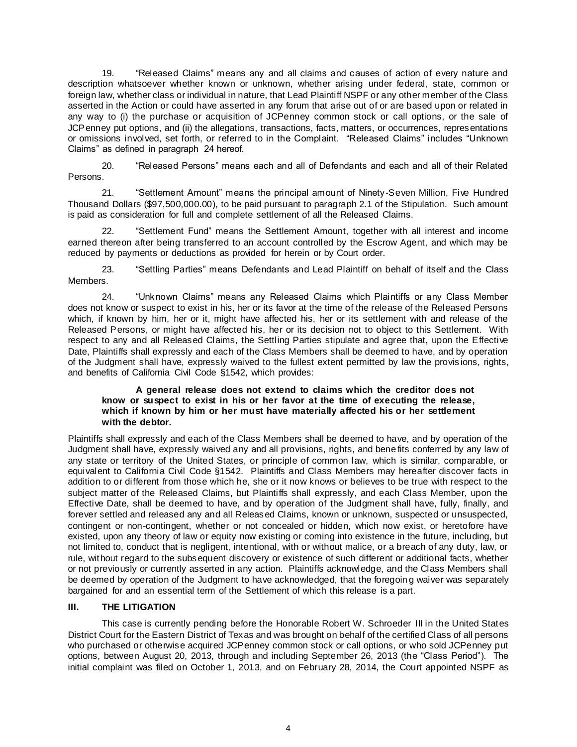19. "Released Claims" means any and all claims and causes of action of every nature and description whatsoever whether known or unknown, whether arising under federal, state, common or foreign law, whether class or individual in nature, that Lead Plaintiff NSPF or any other member of the Class asserted in the Action or could have asserted in any forum that arise out of or are based upon or related in any way to (i) the purchase or acquisition of JCPenney common stock or call options, or the sale of JCPenney put options, and (ii) the allegations, transactions, facts, matters, or occurrences, representations or omissions involved, set forth, or referred to in the Complaint. "Released Claims" includes "Unknown Claims" as defined in paragraph 24 hereof.

20. "Released Persons" means each and all of Defendants and each and all of their Related Persons.

21. "Settlement Amount" means the principal amount of Ninety-Seven Million, Five Hundred Thousand Dollars ($97,500,000.00), to be paid pursuant to paragraph 2.1 of the Stipulation. Such amount is paid as consideration for full and complete settlement of all the Released Claims.

22. "Settlement Fund" means the Settlement Amount, together with all interest and income earned thereon after being transferred to an account controlled by the Escrow Agent, and which may be reduced by payments or deductions as provided for herein or by Court order.

23. "Settling Parties" means Defendants and Lead Plaintiff on behalf of itself and the Class Members.

24. "Unknown Claims" means any Released Claims which Plaintiffs or any Class Member does not know or suspect to exist in his, her or its favor at the time of the release of the Released Persons which, if known by him, her or it, might have affected his, her or its settlement with and release of the Released Persons, or might have affected his, her or its decision not to object to this Settlement. With respect to any and all Released Claims, the Settling Parties stipulate and agree that, upon the Effective Date, Plaintiffs shall expressly and each of the Class Members shall be deemed to have, and by operation of the Judgment shall have, expressly waived to the fullest extent permitted by law the provisions, rights, and benefits of California Civil Code §1542, which provides:

> **A general release does not extend to claims which the creditor does not know or suspect to exist in his or her favor at the time of executing the release, which if known by him or her must have materially affected his or her settlement with the debtor.**

Plaintiffs shall expressly and each of the Class Members shall be deemed to have, and by operation of the Judgment shall have, expressly waived any and all provisions, rights, and benefits conferred by any law of any state or territory of the United States, or principle of common law, which is similar, comparable, or equivalent to California Civil Code §1542. Plaintiffs and Class Members may hereafter discover facts in addition to or different from those which he, she or it now knows or believes to be true with respect to the subject matter of the Released Claims, but Plaintiffs shall expressly, and each Class Member, upon the Effective Date, shall be deemed to have, and by operation of the Judgment shall have, fully, finally, and forever settled and released any and all Released Claims, known or unknown, suspected or unsuspected, contingent or non-contingent, whether or not concealed or hidden, which now exist, or heretofore have existed, upon any theory of law or equity now existing or coming into existence in the future, including, but not limited to, conduct that is negligent, intentional, with or without malice, or a breach of any duty, law, or rule, without regard to the subsequent discovery or existence of such different or additional facts, whether or not previously or currently asserted in any action. Plaintiffs acknowledge, and the Class Members shall be deemed by operation of the Judgment to have acknowledged, that the foregoing waiver was separately bargained for and an essential term of the Settlement of which this release is a part.

## III. THE LITIGATION

This case is currently pending before the Honorable Robert W. Schroeder III in the United States District Court for the Eastern District of Texas and was brought on behalf of the certified Class of all persons who purchased or otherwise acquired JCPenney common stock or call options, or who sold JCPenney put options, between August 20, 2013, through and including September 26, 2013 (the "Class Period"). The initial complaint was filed on October 1, 2013, and on February 28, 2014, the Court appointed NSPF as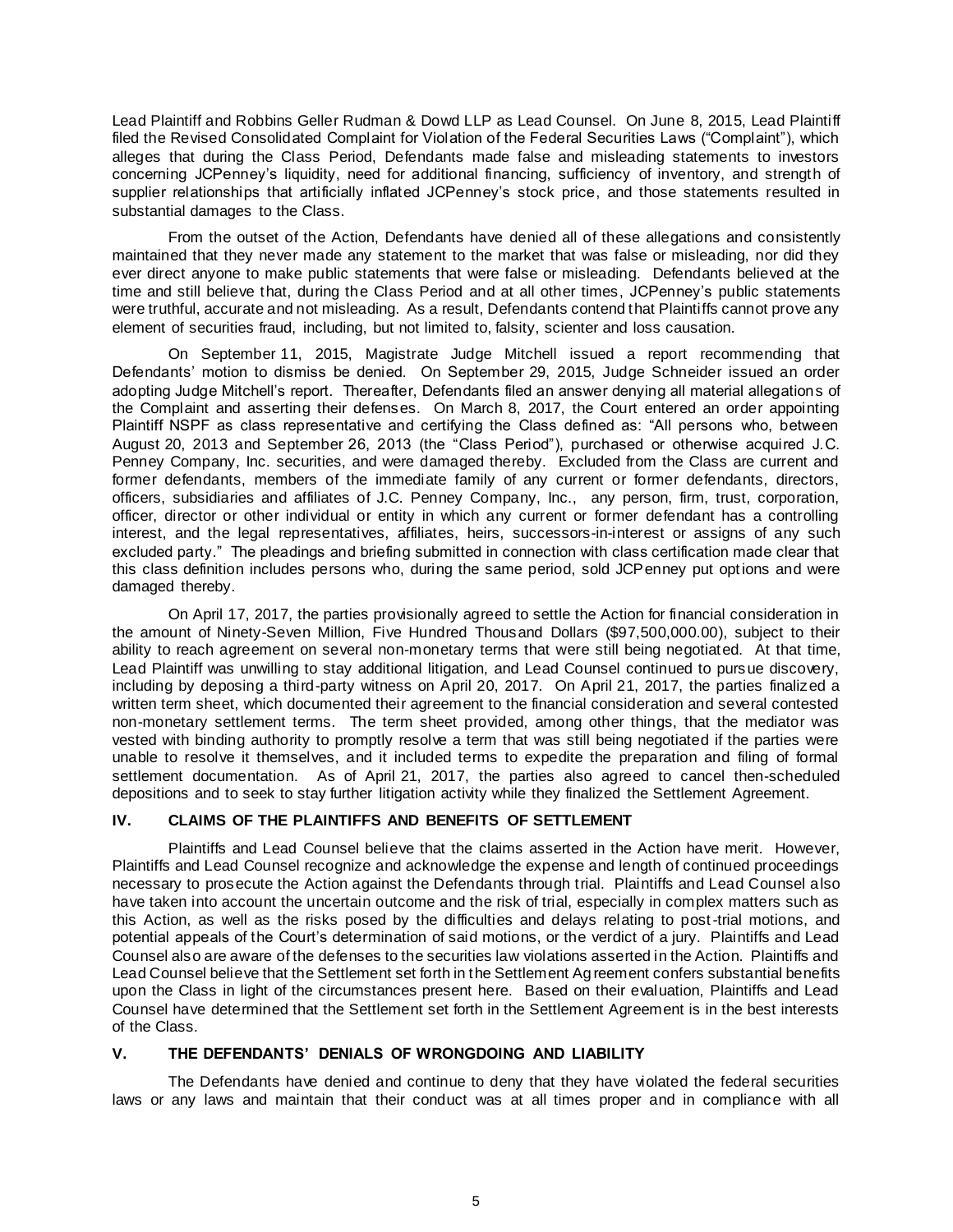Lead Plaintiff and Robbins Geller Rudman & Dowd LLP as Lead Counsel. On June 8, 2015, Lead Plaintiff filed the Revised Consolidated Complaint for Violation of the Federal Securities Laws ("Complaint"), which alleges that during the Class Period, Defendants made false and misleading statements to investors concerning JCPenney's liquidity, need for additional financing, sufficiency of inventory, and strength of supplier relationships that artificially inflated JCPenney's stock price, and those statements resulted in substantial damages to the Class.

From the outset of the Action, Defendants have denied all of these allegations and consistently maintained that they never made any statement to the market that was false or misleading, nor did they ever direct anyone to make public statements that were false or misleading. Defendants believed at the time and still believe that, during the Class Period and at all other times, JCPenney's public statements were truthful, accurate and not misleading. As a result, Defendants contend that Plaintiffs cannot prove any element of securities fraud, including, but not limited to, falsity, scienter and loss causation.

On September 11, 2015, Magistrate Judge Mitchell issued a report recommending that Defendants' motion to dismiss be denied. On September 29, 2015, Judge Schneider issued an order adopting Judge Mitchell's report. Thereafter, Defendants filed an answer denying all material allegations of the Complaint and asserting their defenses. On March 8, 2017, the Court entered an order appointing Plaintiff NSPF as class representative and certifying the Class defined as: "All persons who, between August 20, 2013 and September 26, 2013 (the "Class Period"), purchased or otherwise acquired J.C. Penney Company, Inc. securities, and were damaged thereby. Excluded from the Class are current and former defendants, members of the immediate family of any current or former defendants, directors, officers, subsidiaries and affiliates of J.C. Penney Company, Inc., any person, firm, trust, corporation, officer, director or other individual or entity in which any current or former defendant has a controlling interest, and the legal representatives, affiliates, heirs, successors-in-interest or assigns of any such excluded party." The pleadings and briefing submitted in connection with class certification made clear that this class definition includes persons who, during the same period, sold JCPenney put options and were damaged thereby.

On April 17, 2017, the parties provisionally agreed to settle the Action for financial consideration in the amount of Ninety-Seven Million, Five Hundred Thousand Dollars ($97,500,000.00), subject to their ability to reach agreement on several non-monetary terms that were still being negotiated. At that time, Lead Plaintiff was unwilling to stay additional litigation, and Lead Counsel continued to pursue discovery, including by deposing a third-party witness on April 20, 2017. On April 21, 2017, the parties finalized a written term sheet, which documented their agreement to the financial consideration and several contested non-monetary settlement terms. The term sheet provided, among other things, that the mediator was vested with binding authority to promptly resolve a term that was still being negotiated if the parties were unable to resolve it themselves, and it included terms to expedite the preparation and filing of formal settlement documentation. As of April 21, 2017, the parties also agreed to cancel then-scheduled depositions and to seek to stay further litigation activity while they finalized the Settlement Agreement.

## IV. CLAIMS OF THE PLAINTIFFS AND BENEFITS OF SETTLEMENT

Plaintiffs and Lead Counsel believe that the claims asserted in the Action have merit. However, Plaintiffs and Lead Counsel recognize and acknowledge the expense and length of continued proceedings necessary to prosecute the Action against the Defendants through trial. Plaintiffs and Lead Counsel also have taken into account the uncertain outcome and the risk of trial, especially in complex matters such as this Action, as well as the risks posed by the difficulties and delays relating to post-trial motions, and potential appeals of the Court's determination of said motions, or the verdict of a jury. Plaintiffs and Lead Counsel also are aware of the defenses to the securities law violations asserted in the Action. Plaintiffs and Lead Counsel believe that the Settlement set forth in the Settlement Agreement confers substantial benefits upon the Class in light of the circumstances present here. Based on their evaluation, Plaintiffs and Lead Counsel have determined that the Settlement set forth in the Settlement Agreement is in the best interests of the Class.

## V. THE DEFENDANTS' DENIALS OF WRONGDOING AND LIABILITY

The Defendants have denied and continue to deny that they have violated the federal securities laws or any laws and maintain that their conduct was at all times proper and in compliance with all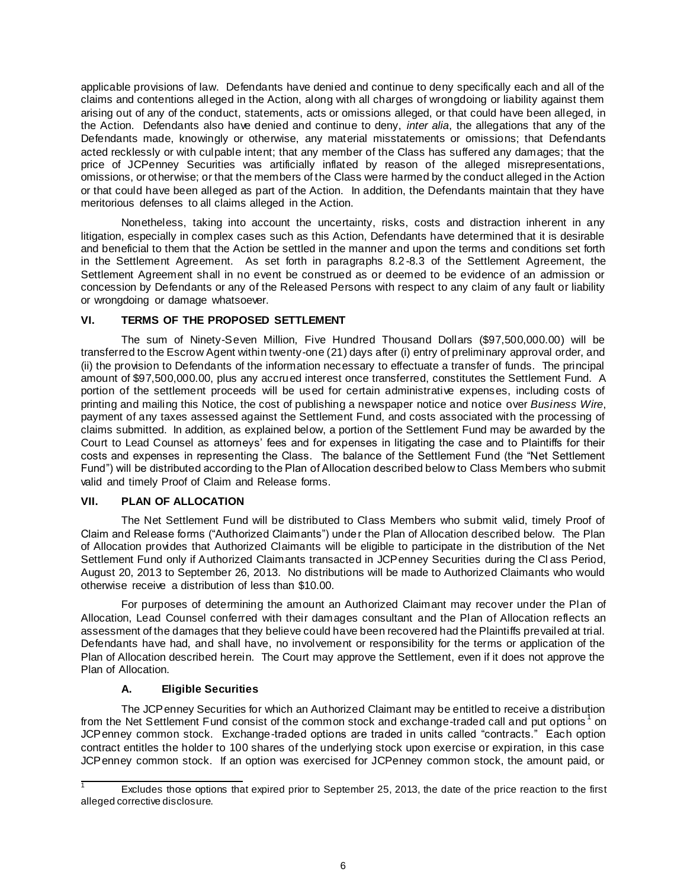applicable provisions of law. Defendants have denied and continue to deny specifically each and all of the claims and contentions alleged in the Action, along with all charges of wrongdoing or liability against them arising out of any of the conduct, statements, acts or omissions alleged, or that could have been alleged, in the Action. Defendants also have denied and continue to deny, *inter alia*, the allegations that any of the Defendants made, knowingly or otherwise, any material misstatements or omissions; that Defendants acted recklessly or with culpable intent; that any member of the Class has suffered any damages; that the price of JCPenney Securities was artificially inflated by reason of the alleged misrepresentations, omissions, or otherwise; or that the members of the Class were harmed by the conduct alleged in the Action or that could have been alleged as part of the Action. In addition, the Defendants maintain that they have meritorious defenses to all claims alleged in the Action.

Nonetheless, taking into account the uncertainty, risks, costs and distraction inherent in any litigation, especially in complex cases such as this Action, Defendants have determined that it is desirable and beneficial to them that the Action be settled in the manner and upon the terms and conditions set forth in the Settlement Agreement. As set forth in paragraphs 8.2-8.3 of the Settlement Agreement, the Settlement Agreement shall in no event be construed as or deemed to be evidence of an admission or concession by Defendants or any of the Released Persons with respect to any claim of any fault or liability or wrongdoing or damage whatsoever.

## VI. TERMS OF THE PROPOSED SETTLEMENT

The sum of Ninety-Seven Million, Five Hundred Thousand Dollars ($97,500,000.00) will be transferred to the Escrow Agent within twenty-one (21) days after (i) entry of preliminary approval order, and (ii) the provision to Defendants of the information necessary to effectuate a transfer of funds. The principal amount of $97,500,000.00, plus any accrued interest once transferred, constitutes the Settlement Fund. A portion of the settlement proceeds will be used for certain administrative expenses, including costs of printing and mailing this Notice, the cost of publishing a newspaper notice and notice over *Business Wire*, payment of any taxes assessed against the Settlement Fund, and costs associated with the processing of claims submitted. In addition, as explained below, a portion of the Settlement Fund may be awarded by the Court to Lead Counsel as attorneys' fees and for expenses in litigating the case and to Plaintiffs for their costs and expenses in representing the Class. The balance of the Settlement Fund (the "Net Settlement Fund") will be distributed according to the Plan of Allocation described below to Class Members who submit valid and timely Proof of Claim and Release forms.

## VII. PLAN OF ALLOCATION

The Net Settlement Fund will be distributed to Class Members who submit valid, timely Proof of Claim and Release forms ("Authorized Claimants") under the Plan of Allocation described below. The Plan of Allocation provides that Authorized Claimants will be eligible to participate in the distribution of the Net Settlement Fund only if Authorized Claimants transacted in JCPenney Securities during the Class Period, August 20, 2013 to September 26, 2013. No distributions will be made to Authorized Claimants who would otherwise receive a distribution of less than $10.00.

For purposes of determining the amount an Authorized Claimant may recover under the Plan of Allocation, Lead Counsel conferred with their damages consultant and the Plan of Allocation reflects an assessment of the damages that they believe could have been recovered had the Plaintiffs prevailed at trial. Defendants have had, and shall have, no involvement or responsibility for the terms or application of the Plan of Allocation described herein. The Court may approve the Settlement, even if it does not approve the Plan of Allocation.

### A. Eligible Securities

The JCPenney Securities for which an Authorized Claimant may be entitled to receive a distribution from the Net Settlement Fund consist of the common stock and exchange-traded call and put options[1] on JCPenney common stock. Exchange-traded options are traded in units called "contracts." Each option contract entitles the holder to 100 shares of the underlying stock upon exercise or expiration, in this case JCPenney common stock. If an option was exercised for JCPenney common stock, the amount paid, or

[1] Excludes those options that expired prior to September 25, 2013, the date of the price reaction to the first alleged corrective disclosure.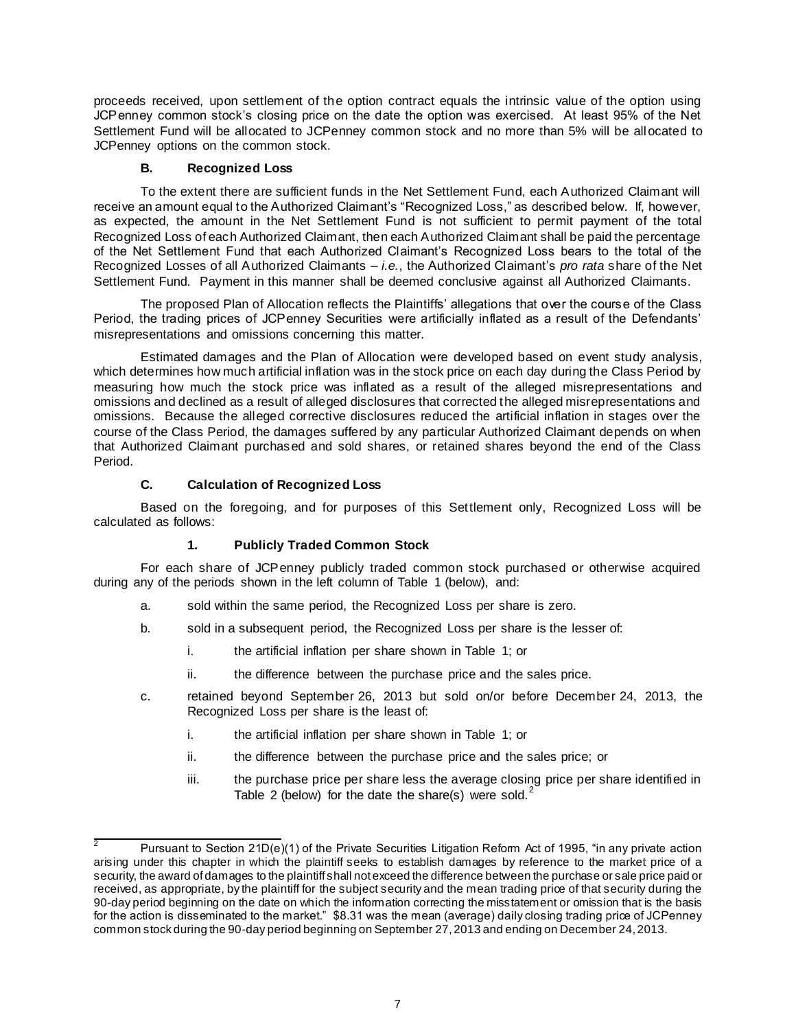proceeds received, upon settlement of the option contract equals the intrinsic value of the option using JCPenney common stock's closing price on the date the option was exercised. At least 95% of the Net Settlement Fund will be allocated to JCPenney common stock and no more than 5% will be allocated to JCPenney options on the common stock.

### B. Recognized Loss

To the extent there are sufficient funds in the Net Settlement Fund, each Authorized Claimant will receive an amount equal to the Authorized Claimant's "Recognized Loss," as described below. If, however, as expected, the amount in the Net Settlement Fund is not sufficient to permit payment of the total Recognized Loss of each Authorized Claimant, then each Authorized Claimant shall be paid the percentage of the Net Settlement Fund that each Authorized Claimant's Recognized Loss bears to the total of the Recognized Losses of all Authorized Claimants – *i.e.*, the Authorized Claimant's *pro rata* share of the Net Settlement Fund. Payment in this manner shall be deemed conclusive against all Authorized Claimants.

The proposed Plan of Allocation reflects the Plaintiffs' allegations that over the course of the Class Period, the trading prices of JCPenney Securities were artificially inflated as a result of the Defendants' misrepresentations and omissions concerning this matter.

Estimated damages and the Plan of Allocation were developed based on event study analysis, which determines how much artificial inflation was in the stock price on each day during the Class Period by measuring how much the stock price was inflated as a result of the alleged misrepresentations and omissions and declined as a result of alleged disclosures that corrected the alleged misrepresentations and omissions. Because the alleged corrective disclosures reduced the artificial inflation in stages over the course of the Class Period, the damages suffered by any particular Authorized Claimant depends on when that Authorized Claimant purchased and sold shares, or retained shares beyond the end of the Class Period.

### C. Calculation of Recognized Loss

Based on the foregoing, and for purposes of this Settlement only, Recognized Loss will be calculated as follows:

#### 1. Publicly Traded Common Stock

For each share of JCPenney publicly traded common stock purchased or otherwise acquired during any of the periods shown in the left column of Table 1 (below), and:

a. sold within the same period, the Recognized Loss per share is zero.

b. sold in a subsequent period, the Recognized Loss per share is the lesser of:

   i. the artificial inflation per share shown in Table 1; or

   ii. the difference between the purchase price and the sales price.

c. retained beyond September 26, 2013 but sold on/or before December 24, 2013, the Recognized Loss per share is the least of:

   i. the artificial inflation per share shown in Table 1; or

   ii. the difference between the purchase price and the sales price; or

   iii. the purchase price per share less the average closing price per share identified in Table 2 (below) for the date the share(s) were sold.[2]

---

[2] Pursuant to Section 21D(e)(1) of the Private Securities Litigation Reform Act of 1995, "in any private action arising under this chapter in which the plaintiff seeks to establish damages by reference to the market price of a security, the award of damages to the plaintiff shall not exceed the difference between the purchase or sale price paid or received, as appropriate, by the plaintiff for the subject security and the mean trading price of that security during the 90-day period beginning on the date on which the information correcting the misstatement or omission that is the basis for the action is disseminated to the market." $8.31 was the mean (average) daily closing trading price of JCPenney common stock during the 90-day period beginning on September 27, 2013 and ending on December 24, 2013.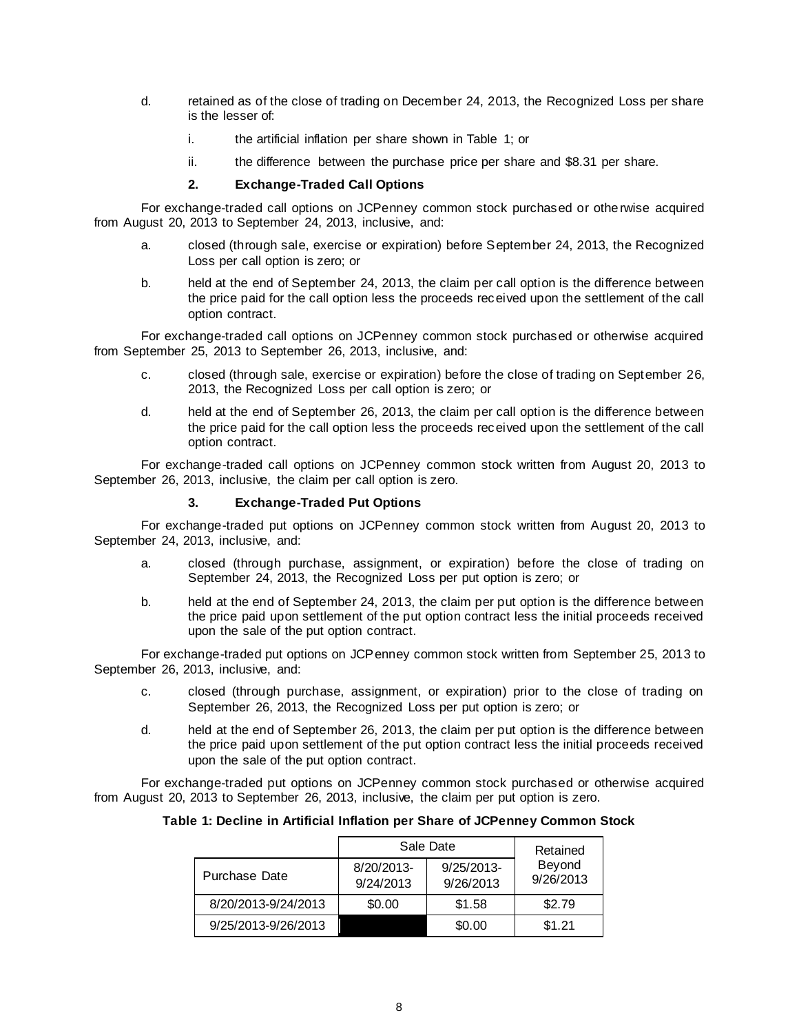d. retained as of the close of trading on December 24, 2013, the Recognized Loss per share is the lesser of:

   i. the artificial inflation per share shown in Table 1; or

   ii. the difference between the purchase price per share and $8.31 per share.

### 2. Exchange-Traded Call Options

For exchange-traded call options on JCPenney common stock purchased or otherwise acquired from August 20, 2013 to September 24, 2013, inclusive, and:

a. closed (through sale, exercise or expiration) before September 24, 2013, the Recognized Loss per call option is zero; or

b. held at the end of September 24, 2013, the claim per call option is the difference between the price paid for the call option less the proceeds received upon the settlement of the call option contract.

For exchange-traded call options on JCPenney common stock purchased or otherwise acquired from September 25, 2013 to September 26, 2013, inclusive, and:

c. closed (through sale, exercise or expiration) before the close of trading on September 26, 2013, the Recognized Loss per call option is zero; or

d. held at the end of September 26, 2013, the claim per call option is the difference between the price paid for the call option less the proceeds received upon the settlement of the call option contract.

For exchange-traded call options on JCPenney common stock written from August 20, 2013 to September 26, 2013, inclusive, the claim per call option is zero.

### 3. Exchange-Traded Put Options

For exchange-traded put options on JCPenney common stock written from August 20, 2013 to September 24, 2013, inclusive, and:

a. closed (through purchase, assignment, or expiration) before the close of trading on September 24, 2013, the Recognized Loss per put option is zero; or

b. held at the end of September 24, 2013, the claim per put option is the difference between the price paid upon settlement of the put option contract less the initial proceeds received upon the sale of the put option contract.

For exchange-traded put options on JCPenney common stock written from September 25, 2013 to September 26, 2013, inclusive, and:

c. closed (through purchase, assignment, or expiration) prior to the close of trading on September 26, 2013, the Recognized Loss per put option is zero; or

d. held at the end of September 26, 2013, the claim per put option is the difference between the price paid upon settlement of the put option contract less the initial proceeds received upon the sale of the put option contract.

For exchange-traded put options on JCPenney common stock purchased or otherwise acquired from August 20, 2013 to September 26, 2013, inclusive, the claim per put option is zero.

**Table 1: Decline in Artificial Inflation per Share of JCPenney Common Stock**

| | Sale Date | | Retained Beyond 9/26/2013 |
|---|---|---|---|
| Purchase Date | 8/20/2013-9/24/2013 | 9/25/2013-9/26/2013 | |
| 8/20/2013-9/24/2013 | $0.00 | $1.58 | $2.79 |
| 9/25/2013-9/26/2013 | | $0.00 | $1.21 |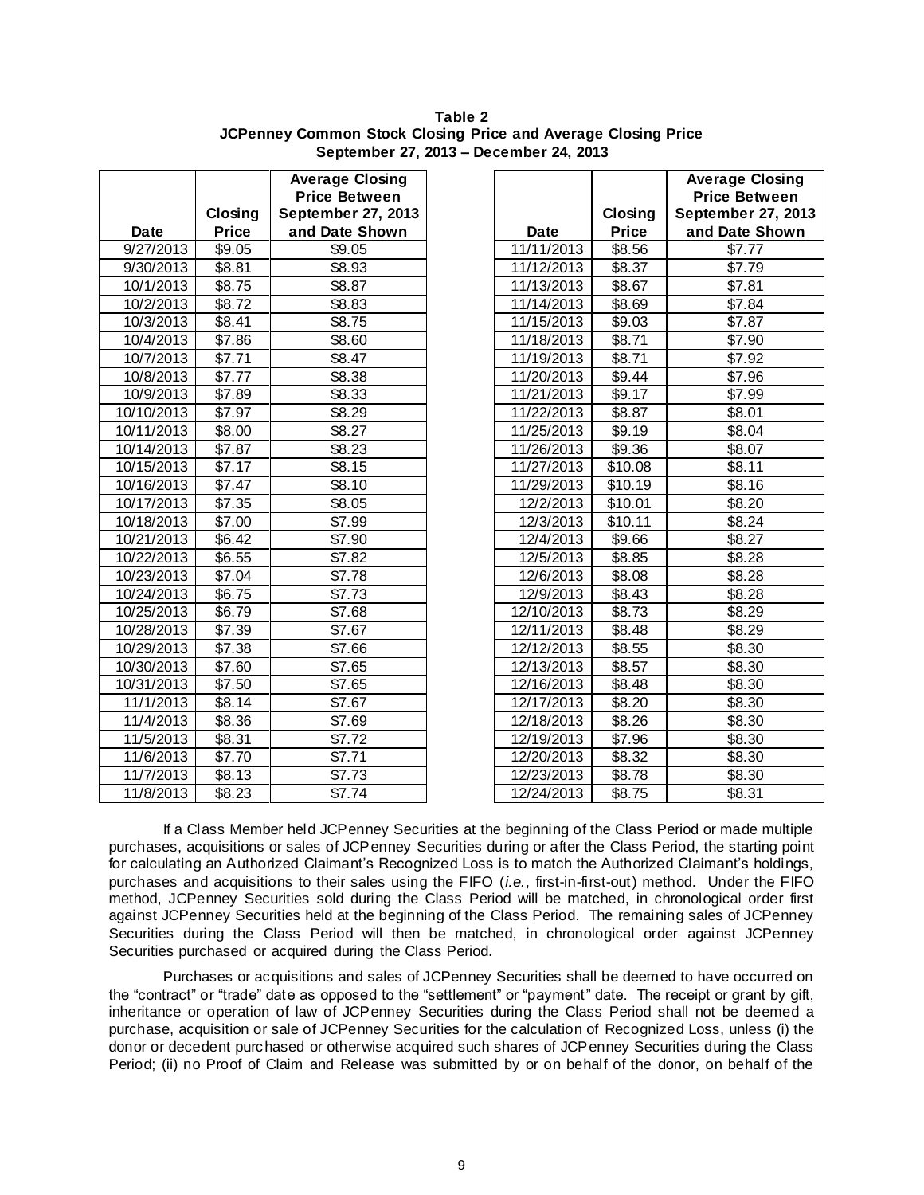**Table 2**
**JCPenney Common Stock Closing Price and Average Closing Price**
**September 27, 2013 – December 24, 2013**

| Date | Closing Price | Average Closing Price Between September 27, 2013 and Date Shown |
|---|---|---|
| 9/27/2013 | $9.05 | $9.05 |
| 9/30/2013 | $8.81 | $8.93 |
| 10/1/2013 | $8.75 | $8.87 |
| 10/2/2013 | $8.72 | $8.83 |
| 10/3/2013 | $8.41 | $8.75 |
| 10/4/2013 | $7.86 | $8.60 |
| 10/7/2013 | $7.71 | $8.47 |
| 10/8/2013 | $7.77 | $8.38 |
| 10/9/2013 | $7.89 | $8.33 |
| 10/10/2013 | $7.97 | $8.29 |
| 10/11/2013 | $8.00 | $8.27 |
| 10/14/2013 | $7.87 | $8.23 |
| 10/15/2013 | $7.17 | $8.15 |
| 10/16/2013 | $7.47 | $8.10 |
| 10/17/2013 | $7.35 | $8.05 |
| 10/18/2013 | $7.00 | $7.99 |
| 10/21/2013 | $6.42 | $7.90 |
| 10/22/2013 | $6.55 | $7.82 |
| 10/23/2013 | $7.04 | $7.78 |
| 10/24/2013 | $6.75 | $7.73 |
| 10/25/2013 | $6.79 | $7.68 |
| 10/28/2013 | $7.39 | $7.67 |
| 10/29/2013 | $7.38 | $7.66 |
| 10/30/2013 | $7.60 | $7.65 |
| 10/31/2013 | $7.50 | $7.65 |
| 11/1/2013 | $8.14 | $7.67 |
| 11/4/2013 | $8.36 | $7.69 |
| 11/5/2013 | $8.31 | $7.72 |
| 11/6/2013 | $7.70 | $7.71 |
| 11/7/2013 | $8.13 | $7.73 |
| 11/8/2013 | $8.23 | $7.74 |
| 11/11/2013 | $8.56 | $7.77 |
| 11/12/2013 | $8.37 | $7.79 |
| 11/13/2013 | $8.67 | $7.81 |
| 11/14/2013 | $8.69 | $7.84 |
| 11/15/2013 | $9.03 | $7.87 |
| 11/18/2013 | $8.71 | $7.90 |
| 11/19/2013 | $8.71 | $7.92 |
| 11/20/2013 | $9.44 | $7.96 |
| 11/21/2013 | $9.17 | $7.99 |
| 11/22/2013 | $8.87 | $8.01 |
| 11/25/2013 | $9.19 | $8.04 |
| 11/26/2013 | $9.36 | $8.07 |
| 11/27/2013 | $10.08 | $8.11 |
| 11/29/2013 | $10.19 | $8.16 |
| 12/2/2013 | $10.01 | $8.20 |
| 12/3/2013 | $10.11 | $8.24 |
| 12/4/2013 | $9.66 | $8.27 |
| 12/5/2013 | $8.85 | $8.28 |
| 12/6/2013 | $8.08 | $8.28 |
| 12/9/2013 | $8.43 | $8.28 |
| 12/10/2013 | $8.73 | $8.29 |
| 12/11/2013 | $8.48 | $8.29 |
| 12/12/2013 | $8.55 | $8.30 |
| 12/13/2013 | $8.57 | $8.30 |
| 12/16/2013 | $8.48 | $8.30 |
| 12/17/2013 | $8.20 | $8.30 |
| 12/18/2013 | $8.26 | $8.30 |
| 12/19/2013 | $7.96 | $8.30 |
| 12/20/2013 | $8.32 | $8.30 |
| 12/23/2013 | $8.78 | $8.30 |
| 12/24/2013 | $8.75 | $8.31 |

If a Class Member held JCPenney Securities at the beginning of the Class Period or made multiple purchases, acquisitions or sales of JCPenney Securities during or after the Class Period, the starting point for calculating an Authorized Claimant's Recognized Loss is to match the Authorized Claimant's holdings, purchases and acquisitions to their sales using the FIFO (*i.e.*, first-in-first-out) method. Under the FIFO method, JCPenney Securities sold during the Class Period will be matched, in chronological order first against JCPenney Securities held at the beginning of the Class Period. The remaining sales of JCPenney Securities during the Class Period will then be matched, in chronological order against JCPenney Securities purchased or acquired during the Class Period.

Purchases or acquisitions and sales of JCPenney Securities shall be deemed to have occurred on the "contract" or "trade" date as opposed to the "settlement" or "payment" date. The receipt or grant by gift, inheritance or operation of law of JCPenney Securities during the Class Period shall not be deemed a purchase, acquisition or sale of JCPenney Securities for the calculation of Recognized Loss, unless (i) the donor or decedent purchased or otherwise acquired such shares of JCPenney Securities during the Class Period; (ii) no Proof of Claim and Release was submitted by or on behalf of the donor, on behalf of the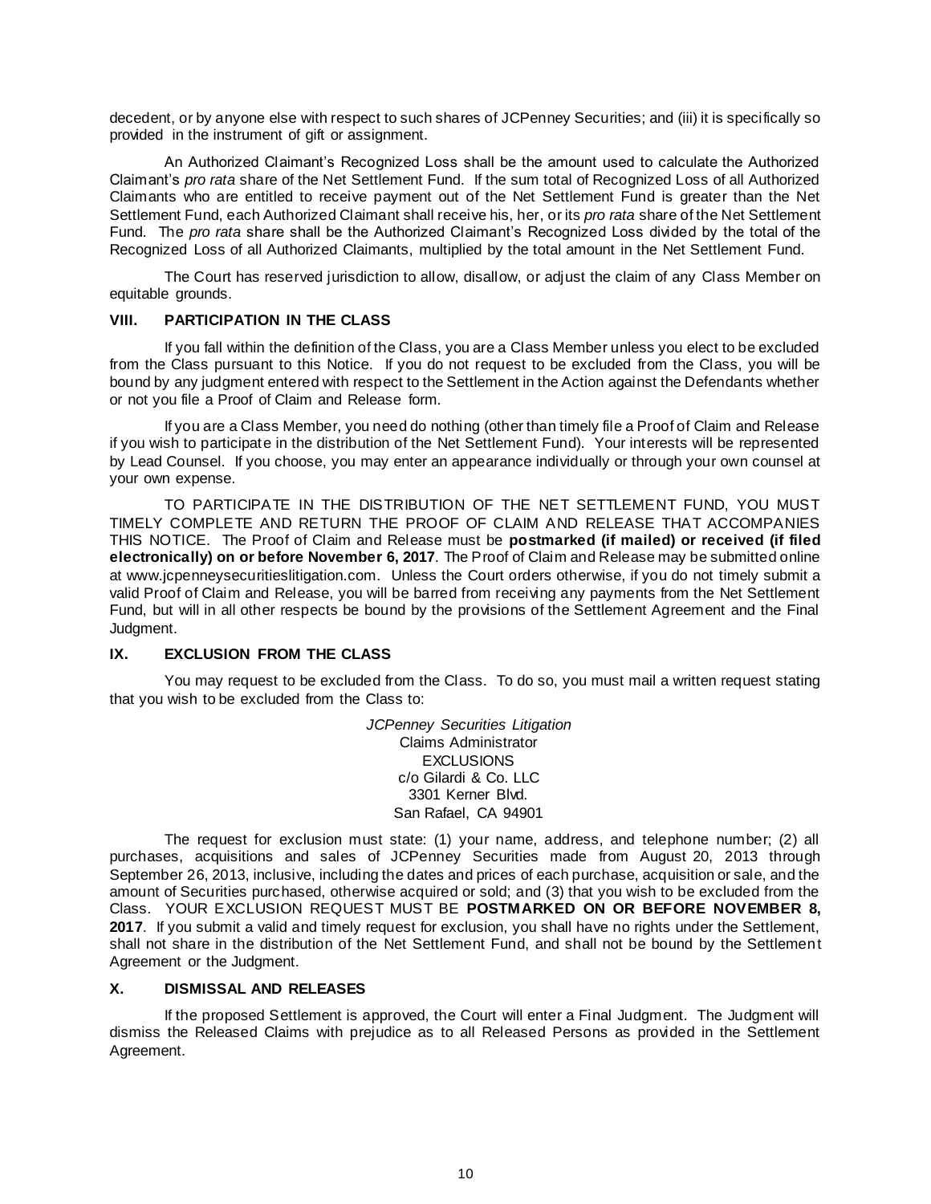decedent, or by anyone else with respect to such shares of JCPenney Securities; and (iii) it is specifically so provided in the instrument of gift or assignment.

An Authorized Claimant's Recognized Loss shall be the amount used to calculate the Authorized Claimant's *pro rata* share of the Net Settlement Fund. If the sum total of Recognized Loss of all Authorized Claimants who are entitled to receive payment out of the Net Settlement Fund is greater than the Net Settlement Fund, each Authorized Claimant shall receive his, her, or its *pro rata* share of the Net Settlement Fund. The *pro rata* share shall be the Authorized Claimant's Recognized Loss divided by the total of the Recognized Loss of all Authorized Claimants, multiplied by the total amount in the Net Settlement Fund.

The Court has reserved jurisdiction to allow, disallow, or adjust the claim of any Class Member on equitable grounds.

## VIII. PARTICIPATION IN THE CLASS

If you fall within the definition of the Class, you are a Class Member unless you elect to be excluded from the Class pursuant to this Notice. If you do not request to be excluded from the Class, you will be bound by any judgment entered with respect to the Settlement in the Action against the Defendants whether or not you file a Proof of Claim and Release form.

If you are a Class Member, you need do nothing (other than timely file a Proof of Claim and Release if you wish to participate in the distribution of the Net Settlement Fund). Your interests will be represented by Lead Counsel. If you choose, you may enter an appearance individually or through your own counsel at your own expense.

TO PARTICIPATE IN THE DISTRIBUTION OF THE NET SETTLEMENT FUND, YOU MUST TIMELY COMPLETE AND RETURN THE PROOF OF CLAIM AND RELEASE THAT ACCOMPANIES THIS NOTICE. The Proof of Claim and Release must be **postmarked (if mailed) or received (if filed electronically) on or before November 6, 2017**. The Proof of Claim and Release may be submitted online at www.jcpenneysecuritieslitigation.com. Unless the Court orders otherwise, if you do not timely submit a valid Proof of Claim and Release, you will be barred from receiving any payments from the Net Settlement Fund, but will in all other respects be bound by the provisions of the Settlement Agreement and the Final Judgment.

## IX. EXCLUSION FROM THE CLASS

You may request to be excluded from the Class. To do so, you must mail a written request stating that you wish to be excluded from the Class to:

*JCPenney Securities Litigation*
Claims Administrator
EXCLUSIONS
c/o Gilardi & Co. LLC
3301 Kerner Blvd.
San Rafael, CA 94901

The request for exclusion must state: (1) your name, address, and telephone number; (2) all purchases, acquisitions and sales of JCPenney Securities made from August 20, 2013 through September 26, 2013, inclusive, including the dates and prices of each purchase, acquisition or sale, and the amount of Securities purchased, otherwise acquired or sold; and (3) that you wish to be excluded from the Class. YOUR EXCLUSION REQUEST MUST BE **POSTMARKED ON OR BEFORE NOVEMBER 8, 2017**. If you submit a valid and timely request for exclusion, you shall have no rights under the Settlement, shall not share in the distribution of the Net Settlement Fund, and shall not be bound by the Settlement Agreement or the Judgment.

## X. DISMISSAL AND RELEASES

If the proposed Settlement is approved, the Court will enter a Final Judgment. The Judgment will dismiss the Released Claims with prejudice as to all Released Persons as provided in the Settlement Agreement.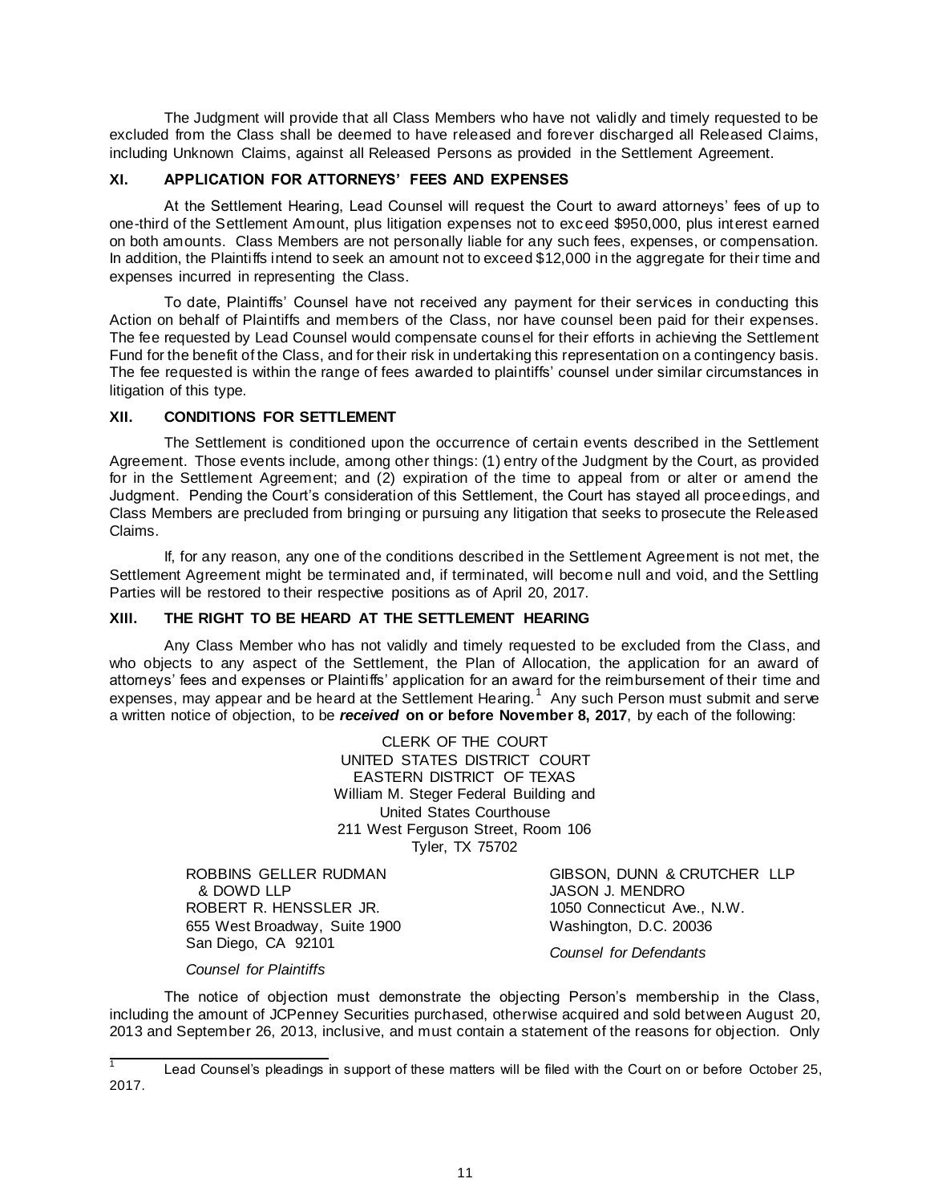The Judgment will provide that all Class Members who have not validly and timely requested to be excluded from the Class shall be deemed to have released and forever discharged all Released Claims, including Unknown Claims, against all Released Persons as provided in the Settlement Agreement.

## XI. APPLICATION FOR ATTORNEYS' FEES AND EXPENSES

At the Settlement Hearing, Lead Counsel will request the Court to award attorneys' fees of up to one-third of the Settlement Amount, plus litigation expenses not to exceed $950,000, plus interest earned on both amounts. Class Members are not personally liable for any such fees, expenses, or compensation. In addition, the Plaintiffs intend to seek an amount not to exceed $12,000 in the aggregate for their time and expenses incurred in representing the Class.

To date, Plaintiffs' Counsel have not received any payment for their services in conducting this Action on behalf of Plaintiffs and members of the Class, nor have counsel been paid for their expenses. The fee requested by Lead Counsel would compensate counsel for their efforts in achieving the Settlement Fund for the benefit of the Class, and for their risk in undertaking this representation on a contingency basis. The fee requested is within the range of fees awarded to plaintiffs' counsel under similar circumstances in litigation of this type.

## XII. CONDITIONS FOR SETTLEMENT

The Settlement is conditioned upon the occurrence of certain events described in the Settlement Agreement. Those events include, among other things: (1) entry of the Judgment by the Court, as provided for in the Settlement Agreement; and (2) expiration of the time to appeal from or alter or amend the Judgment. Pending the Court's consideration of this Settlement, the Court has stayed all proceedings, and Class Members are precluded from bringing or pursuing any litigation that seeks to prosecute the Released Claims.

If, for any reason, any one of the conditions described in the Settlement Agreement is not met, the Settlement Agreement might be terminated and, if terminated, will become null and void, and the Settling Parties will be restored to their respective positions as of April 20, 2017.

## XIII. THE RIGHT TO BE HEARD AT THE SETTLEMENT HEARING

Any Class Member who has not validly and timely requested to be excluded from the Class, and who objects to any aspect of the Settlement, the Plan of Allocation, the application for an award of attorneys' fees and expenses or Plaintiffs' application for an award for the reimbursement of their time and expenses, may appear and be heard at the Settlement Hearing.[1] Any such Person must submit and serve a written notice of objection, to be ***received*** **on or before November 8, 2017**, by each of the following:

CLERK OF THE COURT
UNITED STATES DISTRICT COURT
EASTERN DISTRICT OF TEXAS
William M. Steger Federal Building and
United States Courthouse
211 West Ferguson Street, Room 106
Tyler, TX 75702

ROBBINS GELLER RUDMAN
& DOWD LLP
ROBERT R. HENSSLER JR.
655 West Broadway, Suite 1900
San Diego, CA 92101

*Counsel for Plaintiffs*

GIBSON, DUNN & CRUTCHER LLP
JASON J. MENDRO
1050 Connecticut Ave., N.W.
Washington, D.C. 20036

*Counsel for Defendants*

The notice of objection must demonstrate the objecting Person's membership in the Class, including the amount of JCPenney Securities purchased, otherwise acquired and sold between August 20, 2013 and September 26, 2013, inclusive, and must contain a statement of the reasons for objection. Only

---

[1] Lead Counsel's pleadings in support of these matters will be filed with the Court on or before October 25, 2017.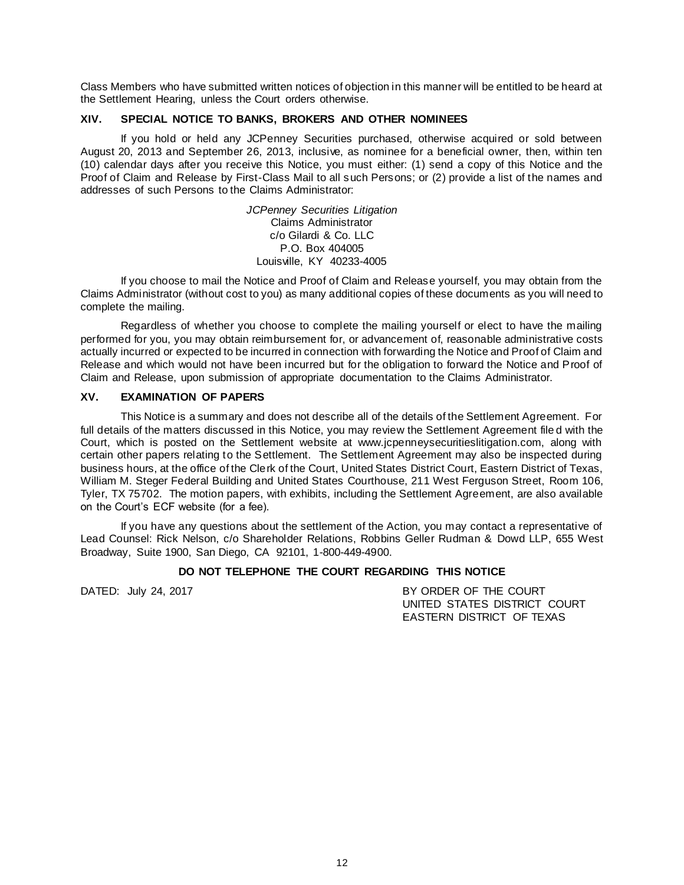Class Members who have submitted written notices of objection in this manner will be entitled to be heard at the Settlement Hearing, unless the Court orders otherwise.

## XIV. SPECIAL NOTICE TO BANKS, BROKERS AND OTHER NOMINEES

If you hold or held any JCPenney Securities purchased, otherwise acquired or sold between August 20, 2013 and September 26, 2013, inclusive, as nominee for a beneficial owner, then, within ten (10) calendar days after you receive this Notice, you must either: (1) send a copy of this Notice and the Proof of Claim and Release by First-Class Mail to all such Persons; or (2) provide a list of the names and addresses of such Persons to the Claims Administrator:

*JCPenney Securities Litigation*
Claims Administrator
c/o Gilardi & Co. LLC
P.O. Box 404005
Louisville, KY 40233-4005

If you choose to mail the Notice and Proof of Claim and Release yourself, you may obtain from the Claims Administrator (without cost to you) as many additional copies of these documents as you will need to complete the mailing.

Regardless of whether you choose to complete the mailing yourself or elect to have the mailing performed for you, you may obtain reimbursement for, or advancement of, reasonable administrative costs actually incurred or expected to be incurred in connection with forwarding the Notice and Proof of Claim and Release and which would not have been incurred but for the obligation to forward the Notice and Proof of Claim and Release, upon submission of appropriate documentation to the Claims Administrator.

## XV. EXAMINATION OF PAPERS

This Notice is a summary and does not describe all of the details of the Settlement Agreement. For full details of the matters discussed in this Notice, you may review the Settlement Agreement filed with the Court, which is posted on the Settlement website at www.jcpenneysecuritieslitigation.com, along with certain other papers relating to the Settlement. The Settlement Agreement may also be inspected during business hours, at the office of the Clerk of the Court, United States District Court, Eastern District of Texas, William M. Steger Federal Building and United States Courthouse, 211 West Ferguson Street, Room 106, Tyler, TX 75702. The motion papers, with exhibits, including the Settlement Agreement, are also available on the Court's ECF website (for a fee).

If you have any questions about the settlement of the Action, you may contact a representative of Lead Counsel: Rick Nelson, c/o Shareholder Relations, Robbins Geller Rudman & Dowd LLP, 655 West Broadway, Suite 1900, San Diego, CA 92101, 1-800-449-4900.

**DO NOT TELEPHONE THE COURT REGARDING THIS NOTICE**

DATED: July 24, 2017

BY ORDER OF THE COURT
UNITED STATES DISTRICT COURT
EASTERN DISTRICT OF TEXAS